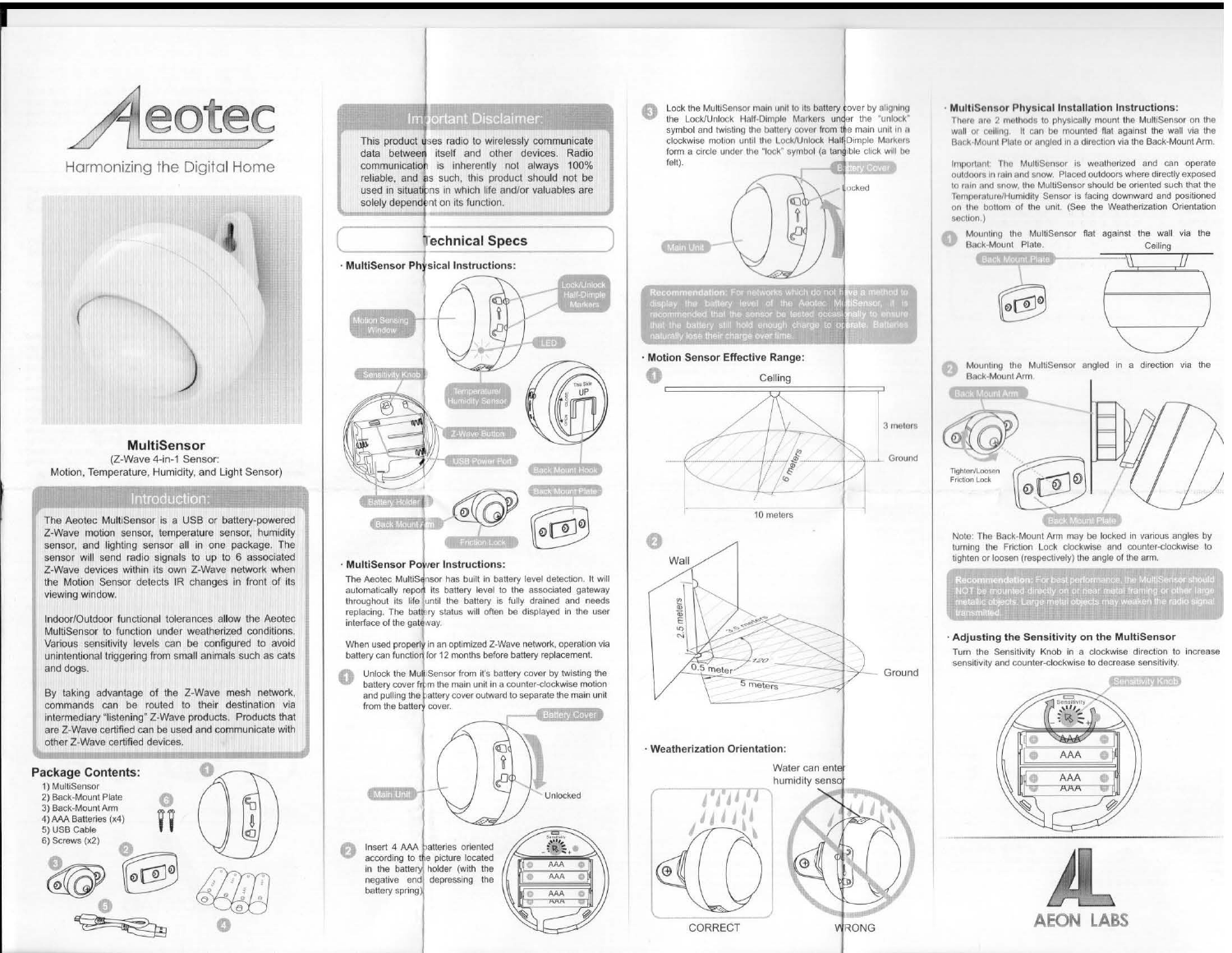# Aeotec

Harmonizing the Digital Home

**MultiSensor**

(Z-Wave 4-in-1 Sensor:
Motion, Temperature, Humidity, and Light Sensor)

## Introduction:

The Aeotec MultiSensor is a USB or battery-powered Z-Wave motion sensor, temperature sensor, humidity sensor, and lighting sensor all in one package. The sensor will send radio signals to up to 6 associated Z-Wave devices within its own Z-Wave network when the Motion Sensor detects IR changes in front of its viewing window.

Indoor/Outdoor functional tolerances allow the Aeotec MultiSensor to function under weatherized conditions. Various sensitivity levels can be configured to avoid unintentional triggering from small animals such as cats and dogs.

By taking advantage of the Z-Wave mesh network, commands can be routed to their destination via intermediary "listening" Z-Wave products. Products that are Z-Wave certified can be used and communicate with other Z-Wave certified devices.

### Package Contents:

1) MultiSensor
2) Back-Mount Plate
3) Back-Mount Arm
4) AAA Batteries (x4)
5) USB Cable
6) Screws (x2)

## Important Disclaimer:

This product uses radio to wirelessly communicate data between itself and other devices. Radio communication is inherently not always 100% reliable, and as such, this product should not be used in situations in which life and/or valuables are solely dependent on its function.

## Technical Specs

### · MultiSensor Physical Instructions:

Lock/Unlock Half-Dimple Markers; Motion Sensing Window; LED; Sensitivity Knob; Temperature/ Humidity Sensor; Z-Wave Button; USB Power Port; Battery Holder; Back Mount Hook; Back Mount Plate; Back Mount Arm; Friction Lock

### · MultiSensor Power Instructions:

The Aeotec MultiSensor has built in battery level detection. It will automatically report its battery level to the associated gateway throughout its life until the battery is fully drained and needs replacing. The battery status will often be displayed in the user interface of the gateway.

When used properly in an optimized Z-Wave network, operation via battery can function for 12 months before battery replacement.

1. Unlock the MultiSensor from it's battery cover by twisting the battery cover from the main unit in a counter-clockwise motion and pulling the battery cover outward to separate the main unit from the battery cover.

2. Insert 4 AAA batteries oriented according to the picture located in the battery holder (with the negative end depressing the battery spring).

3. Lock the MultiSensor main unit to its battery cover by aligning the Lock/Unlock Half-Dimple Markers under the "unlock" symbol and twisting the battery cover from the main unit in a clockwise motion until the Lock/Unlock Half-Dimple Markers form a circle under the "lock" symbol (a tangible click will be felt).

**Recommendation:** For networks which do not have a method to display the battery level of the Aeotec MultiSensor, it is recommended that the sensor be tested occasionally to ensure that the battery still hold enough charge to operate. Batteries naturally lose their charge over time.

### · Motion Sensor Effective Range:

1. Ceiling: 3 meters to ground; 6 meters; 10 meters
2. Wall: 2.5 meters; 3.5 meters; 120°; 0.5 meter; 5 meters; Ground

### · Weatherization Orientation:

Water can enter humidity sensor

CORRECT — WRONG

### · MultiSensor Physical Installation Instructions:

There are 2 methods to physically mount the MultiSensor on the wall or ceiling. It can be mounted flat against the wall via the Back-Mount Plate or angled in a direction via the Back-Mount Arm.

Important: The MultiSensor is weatherized and can operate outdoors in rain and snow. Placed outdoors where directly exposed to rain and snow, the MultiSensor should be oriented such that the Temperature/Humidity Sensor is facing downward and positioned on the bottom of the unit. (See the Weatherization Orientation section.)

1. Mounting the MultiSensor flat against the wall via the Back-Mount Plate.

2. Mounting the MultiSensor angled in a direction via the Back-Mount Arm.

Note: The Back-Mount Arm may be locked in various angles by turning the Friction Lock clockwise and counter-clockwise to tighten or loosen (respectively) the angle of the arm.

**Recommendation:** For best performance, the MultiSensor should NOT be mounted directly on or near metal framing or other large metallic objects. Large metal objects may weaken the radio signal transmitted.

### · Adjusting the Sensitivity on the MultiSensor

Turn the Sensitivity Knob in a clockwise direction to increase sensitivity and counter-clockwise to decrease sensitivity.

AEON LABS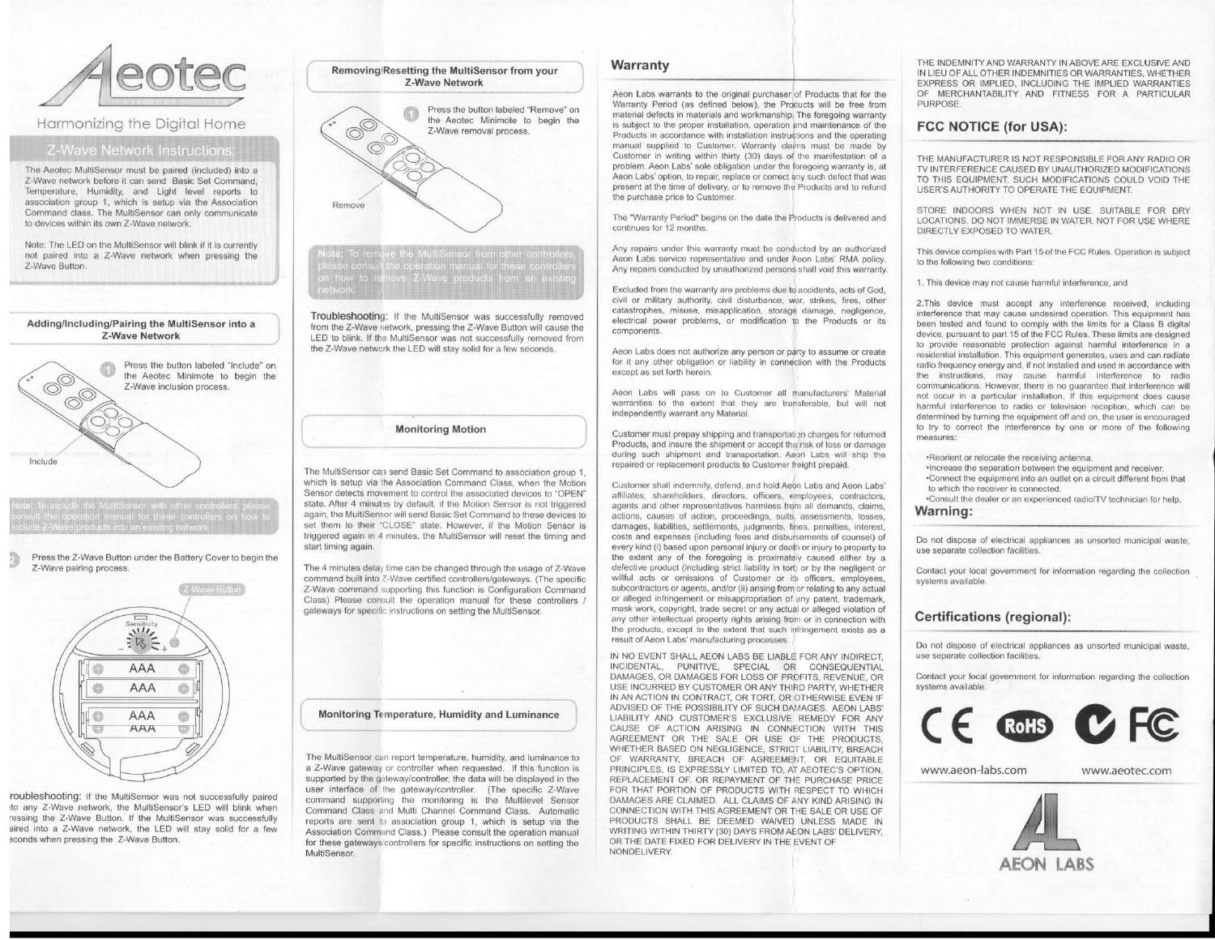# Aeotec

Harmonizing the Digital Home

## Z-Wave Network Instructions:

The Aeotec MultiSensor must be paired (included) into a Z-Wave network before it can send Basic Set Command, Temperature, Humidity, and Light level reports to association group 1, which is setup via the Association Command class. The MultiSensor can only communicate to devices within its own Z-Wave network.

Note: The LED on the MultiSensor will blink if it is currently not paired into a Z-Wave network when pressing the Z-Wave Button.

## Adding/Including/Pairing the MultiSensor into a Z-Wave Network

1. Press the button labeled "Include" on the Aeotec Minimote to begin the Z-Wave inclusion process.

Include

Note: To include the MultiSensor with other controllers, please consult the operation manual for these controllers on how to include Z-Wave products into an existing network.

2. Press the Z-Wave Button under the Battery Cover to begin the Z-Wave pairing process.

Z-Wave Button

Sensitivity

AAA

AAA

AAA

AAA

**Troubleshooting:** If the MultiSensor was not successfully paired into any Z-Wave network, the MultiSensor's LED will blink when pressing the Z-Wave Button. If the MultiSensor was successfully paired into a Z-Wave network, the LED will stay solid for a few seconds when pressing the Z-Wave Button.

## Removing/Resetting the MultiSensor from your Z-Wave Network

1. Press the button labeled "Remove" on the Aeotec Minimote to begin the Z-Wave removal process.

Remove

Note: To remove the MultiSensor from other controllers, please consult the operation manual for these controllers on how to remove Z-Wave products from an existing network.

**Troubleshooting:** If the MultiSensor was successfully removed from the Z-Wave network, pressing the Z-Wave Button will cause the LED to blink. If the MultiSensor was not successfully removed from the Z-Wave network the LED will stay solid for a few seconds.

## Monitoring Motion

The MultiSensor can send Basic Set Command to association group 1, which is setup via the Association Command Class, when the Motion Sensor detects movement to control the associated devices to "OPEN" state. After 4 minutes by default, if the Motion Sensor is not triggered again, the MultiSensor will send Basic Set Command to these devices to set them to their "CLOSE" state. However, if the Motion Sensor is triggered again in 4 minutes, the MultiSensor will reset the timing and start timing again.

The 4 minutes delay time can be changed through the usage of Z-Wave command built into Z-Wave certified controllers/gateways. (The specific Z-Wave command supporting this function is Configuration Command Class) Please consult the operation manual for these controllers / gateways for specific instructions on setting the MultiSensor.

## Monitoring Temperature, Humidity and Luminance

The MultiSensor can report temperature, humidity, and luminance to a Z-Wave gateway or controller when requested. If this function is supported by the gateway/controller, the data will be displayed in the user interface of the gateway/controller. (The specific Z-Wave command supporting the monitoring is the Multilevel Sensor Command Class and Multi Channel Command Class. Automatic reports are sent to association group 1, which is setup via the Association Command Class.) Please consult the operation manual for these gateways/controllers for specific instructions on setting the MultiSensor.

## Warranty

Aeon Labs warrants to the original purchaser of Products that for the Warranty Period (as defined below), the Products will be free from material defects in materials and workmanship. The foregoing warranty is subject to the proper installation, operation and maintenance of the Products in accordance with installation instructions and the operating manual supplied to Customer. Warranty claims must be made by Customer in writing within thirty (30) days of the manifestation of a problem. Aeon Labs' sole obligation under the foregoing warranty is, at Aeon Labs' option, to repair, replace or correct any such defect that was present at the time of delivery, or to remove the Products and to refund the purchase price to Customer.

The "Warranty Period" begins on the date the Products is delivered and continues for 12 months.

Any repairs under this warranty must be conducted by an authorized Aeon Labs service representative and under Aeon Labs' RMA policy. Any repairs conducted by unauthorized persons shall void this warranty.

Excluded from the warranty are problems due to accidents, acts of God, civil or military authority, civil disturbance, war, strikes, fires, other catastrophes, misuse, misapplication, storage damage, negligence, electrical power problems, or modification to the Products or its components.

Aeon Labs does not authorize any person or party to assume or create for it any other obligation or liability in connection with the Products except as set forth herein.

Aeon Labs will pass on to Customer all manufacturers' Material warranties to the extent that they are transferable, but will not independently warrant any Material.

Customer must prepay shipping and transportation charges for returned Products, and insure the shipment or accept the risk of loss or damage during such shipment and transportation. Aeon Labs will ship the repaired or replacement products to Customer freight prepaid.

Customer shall indemnify, defend, and hold Aeon Labs and Aeon Labs' affiliates, shareholders, directors, officers, employees, contractors, agents and other representatives harmless from all demands, claims, actions, causes of action, proceedings, suits, assessments, losses, damages, liabilities, settlements, judgments, fines, penalties, interest, costs and expenses (including fees and disbursements of counsel) of the extent any of the foregoing is proximately caused either by a defective product (including strict liability in tort) or by the negligent or willful acts or omissions of Customer or its officers, employees, subcontractors or agents, and/or (ii) arising from or relating to any actual or alleged infringement or misappropriation of any patent, trademark, mask work, copyright, trade secret or any actual or alleged violation of any other intellectual property rights arising from or in connection with the products, except to the extent that such infringement exists as a result of Aeon Labs' manufacturing processes.

IN NO EVENT SHALL AEON LABS BE LIABLE FOR ANY INDIRECT, INCIDENTAL, PUNITIVE, SPECIAL OR CONSEQUENTIAL DAMAGES, OR DAMAGES FOR LOSS OF PROFITS, REVENUE, OR USE INCURRED BY CUSTOMER OR ANY THIRD PARTY, WHETHER IN AN ACTION IN CONTRACT, OR TORT, OR OTHERWISE EVEN IF ADVISED OF THE POSSIBILITY OF SUCH DAMAGES. AEON LABS' LIABILITY AND CUSTOMER'S EXCLUSIVE REMEDY FOR ANY CAUSE OF ACTION ARISING IN CONNECTION WITH THIS AGREEMENT OR THE SALE OR USE OF THE PRODUCTS, WHETHER BASED ON NEGLIGENCE, STRICT LIABILITY, BREACH OF WARRANTY, BREACH OF AGREEMENT, OR EQUITABLE PRINCIPLES, IS EXPRESSLY LIMITED TO, AT AEOTEC'S OPTION, REPLACEMENT OF, OR REPAYMENT OF THE PURCHASE PRICE FOR THAT PORTION OF PRODUCTS WITH RESPECT TO WHICH DAMAGES ARE CLAIMED. ALL CLAIMS OF ANY KIND ARISING IN CONNECTION WITH THIS AGREEMENT OR THE SALE OR USE OF PRODUCTS SHALL BE DEEMED WAIVED UNLESS MADE IN WRITING WITHIN THIRTY (30) DAYS FROM AEON LABS' DELIVERY, OR THE DATE FIXED FOR DELIVERY IN THE EVENT OF NONDELIVERY.

THE INDEMNITY AND WARRANTY IN ABOVE ARE EXCLUSIVE AND IN LIEU OF ALL OTHER INDEMNITIES OR WARRANTIES, WHETHER EXPRESS OR IMPLIED, INCLUDING THE IMPLIED WARRANTIES OF MERCHANTABILITY AND FITNESS FOR A PARTICULAR PURPOSE.

## FCC NOTICE (for USA):

THE MANUFACTURER IS NOT RESPONSIBLE FOR ANY RADIO OR TV INTERFERENCE CAUSED BY UNAUTHORIZED MODIFICATIONS TO THIS EQUIPMENT. SUCH MODIFICATIONS COULD VOID THE USER'S AUTHORITY TO OPERATE THE EQUIPMENT.

STORE INDOORS WHEN NOT IN USE. SUITABLE FOR DRY LOCATIONS. DO NOT IMMERSE IN WATER. NOT FOR USE WHERE DIRECTLY EXPOSED TO WATER.

This device complies with Part 15 of the FCC Rules. Operation is subject to the following two conditions:

1. This device may not cause harmful interference, and

2. This device must accept any interference received, including interference that may cause undesired operation. This equipment has been tested and found to comply with the limits for a Class B digital device, pursuant to part 15 of the FCC Rules. These limits are designed to provide reasonable protection against harmful interference in a residential installation. This equipment generates, uses and can radiate radio frequency energy and, if not installed and used in accordance with the instructions, may cause harmful interference to radio communications. However, there is no guarantee that interference will not occur in a particular installation. If this equipment does cause harmful interference to radio or television reception, which can be determined by turning the equipment off and on, the user is encouraged to try to correct the interference by one or more of the following measures:

- Reorient or relocate the receiving antenna.
- Increase the separation between the equipment and receiver.
- Connect the equipment into an outlet on a circuit different from that to which the receiver is connected.
- Consult the dealer or an experienced radio/TV technician for help.

## Warning:

Do not dispose of electrical appliances as unsorted municipal waste, use separate collection facilities.

Contact your local government for information regarding the collection systems available.

## Certifications (regional):

Do not dispose of electrical appliances as unsorted municipal waste, use separate collection facilities.

Contact your local government for information regarding the collection systems available.

CE RoHS FC

www.aeon-labs.com www.aeotec.com

AEON LABS